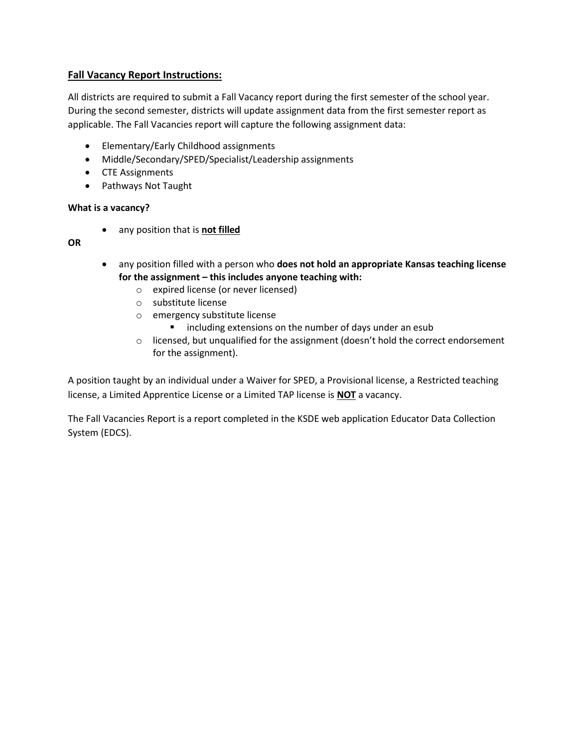## **Fall Vacancy Report Instructions:**

All districts are required to submit a Fall Vacancy report during the first semester of the school year. During the second semester, districts will update assignment data from the first semester report as applicable. The Fall Vacancies report will capture the following assignment data:

- Elementary/Early Childhood assignments
- Middle/Secondary/SPED/Specialist/Leadership assignments
- CTE Assignments
- Pathways Not Taught

**What is a vacancy?**

- any position that is **not filled**

**OR**

- any position filled with a person who **does not hold an appropriate Kansas teaching license for the assignment – this includes anyone teaching with:**
  - expired license (or never licensed)
  - substitute license
  - emergency substitute license
    - including extensions on the number of days under an esub
  - licensed, but unqualified for the assignment (doesn't hold the correct endorsement for the assignment).

A position taught by an individual under a Waiver for SPED, a Provisional license, a Restricted teaching license, a Limited Apprentice License or a Limited TAP license is **NOT** a vacancy.

The Fall Vacancies Report is a report completed in the KSDE web application Educator Data Collection System (EDCS).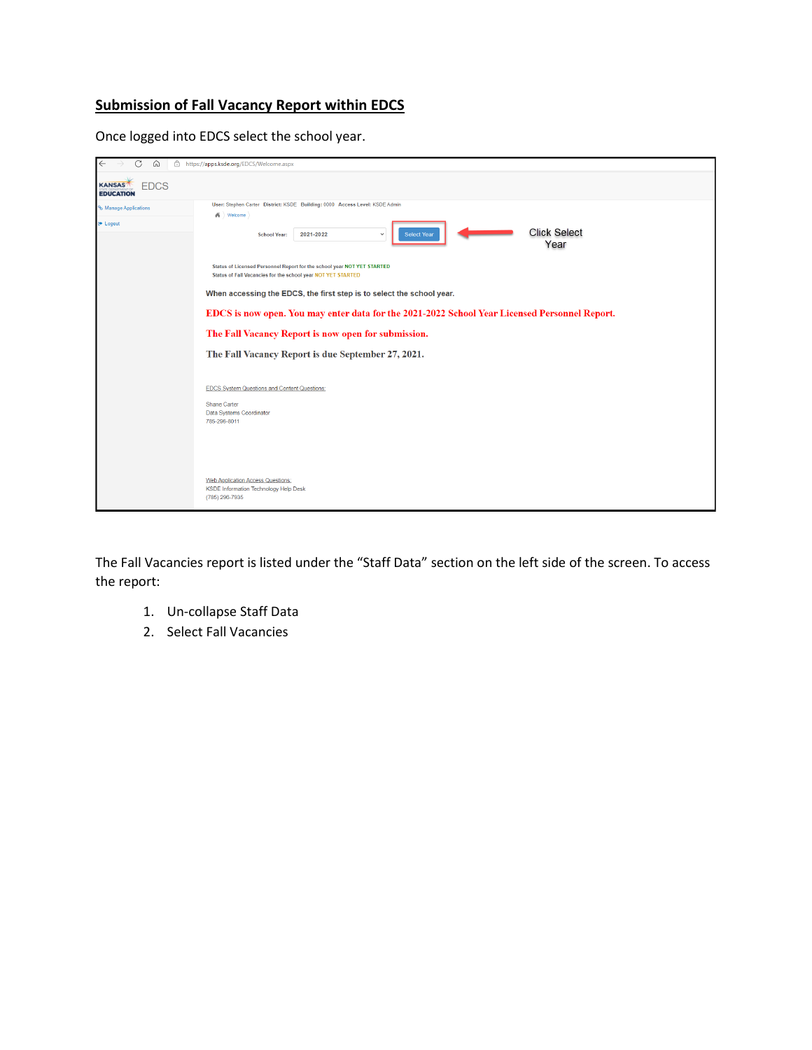## Submission of Fall Vacancy Report within EDCS

Once logged into EDCS select the school year.

The Fall Vacancies report is listed under the "Staff Data" section on the left side of the screen. To access the report:

1. Un-collapse Staff Data
2. Select Fall Vacancies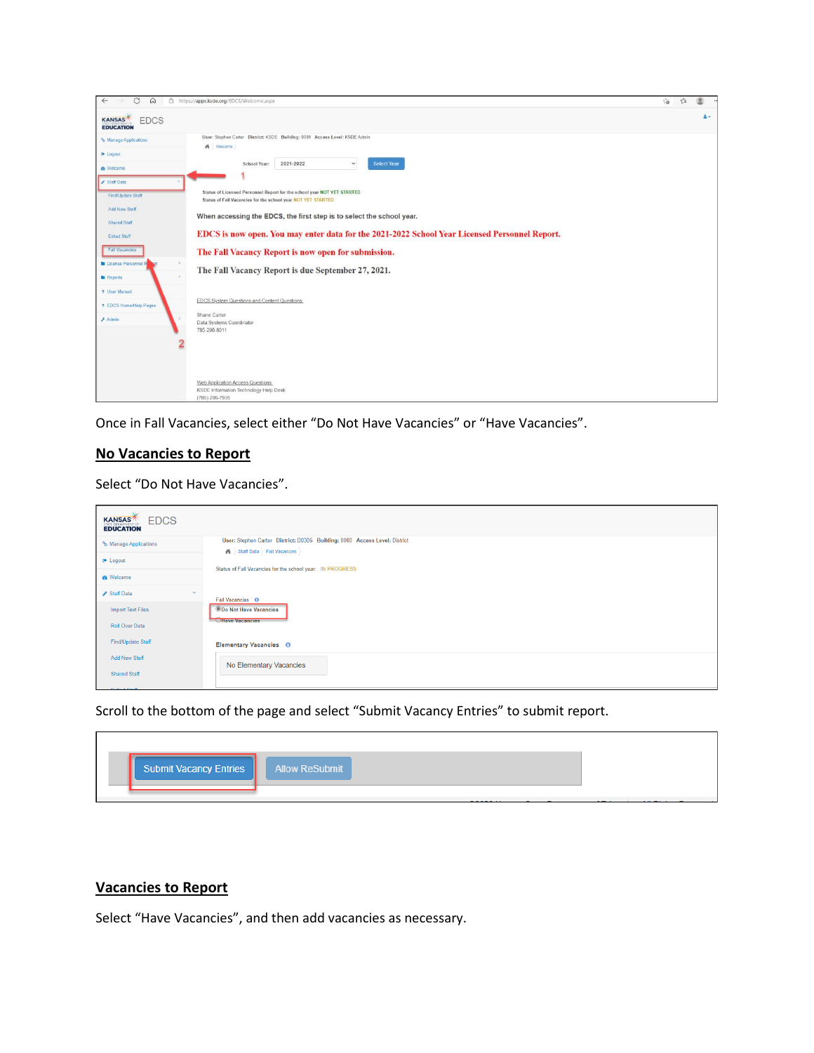Once in Fall Vacancies, select either "Do Not Have Vacancies" or "Have Vacancies".

## No Vacancies to Report

Select "Do Not Have Vacancies".

Scroll to the bottom of the page and select "Submit Vacancy Entries" to submit report.

## Vacancies to Report

Select "Have Vacancies", and then add vacancies as necessary.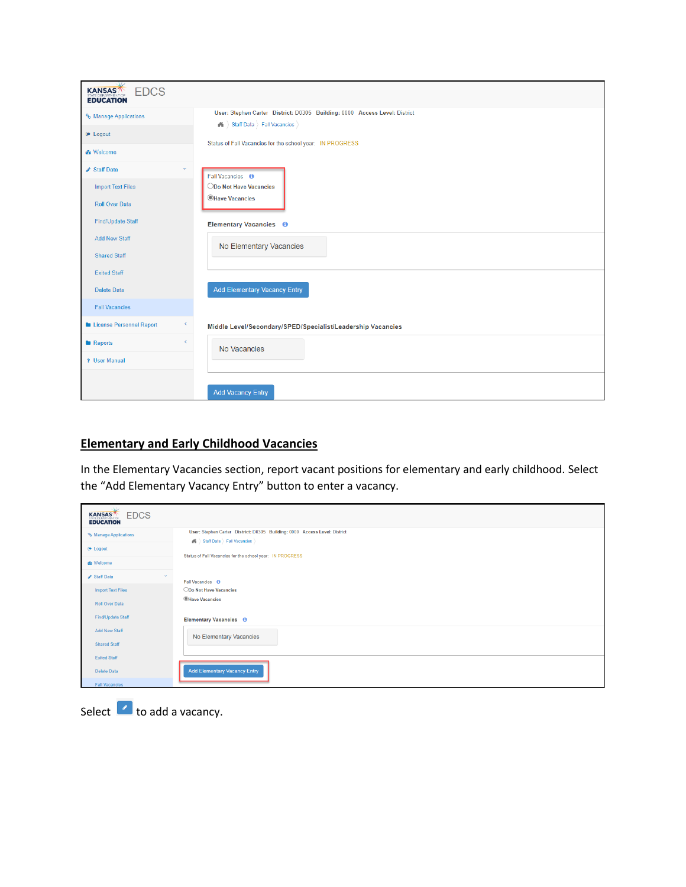## Elementary and Early Childhood Vacancies

In the Elementary Vacancies section, report vacant positions for elementary and early childhood. Select the "Add Elementary Vacancy Entry" button to enter a vacancy.

Select to add a vacancy.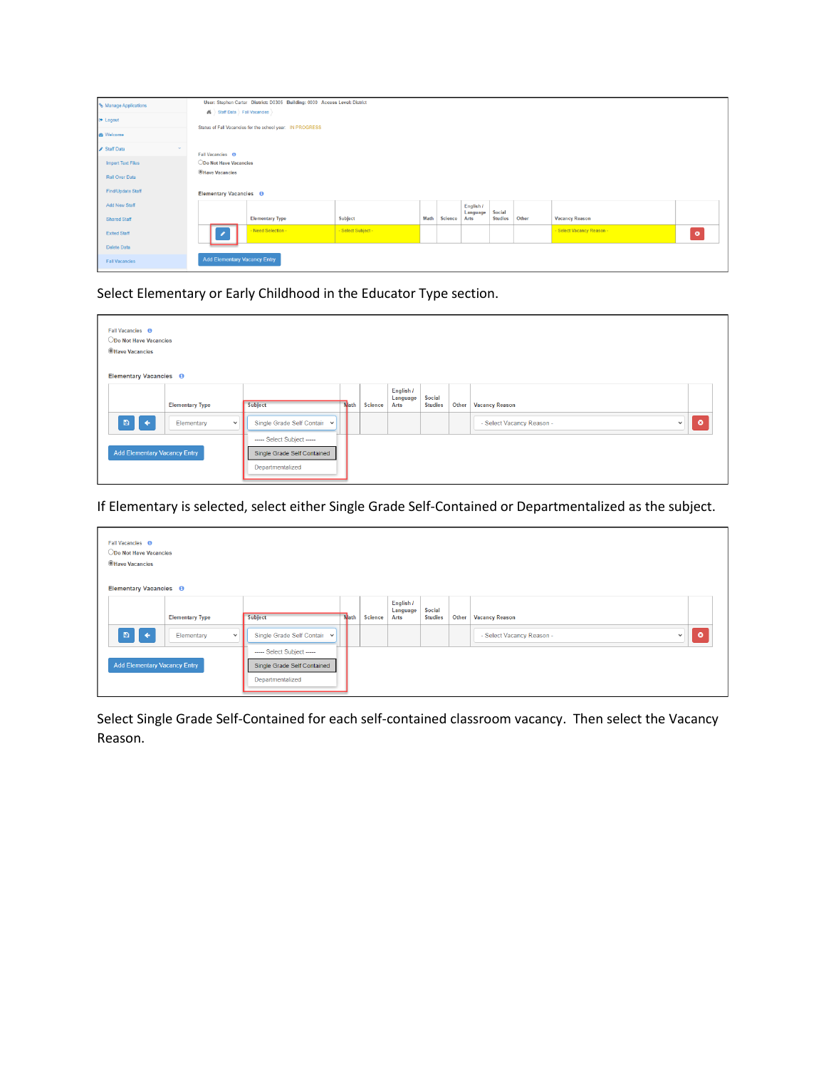Select Elementary or Early Childhood in the Educator Type section.

If Elementary is selected, select either Single Grade Self-Contained or Departmentalized as the subject.

Select Single Grade Self-Contained for each self-contained classroom vacancy. Then select the Vacancy Reason.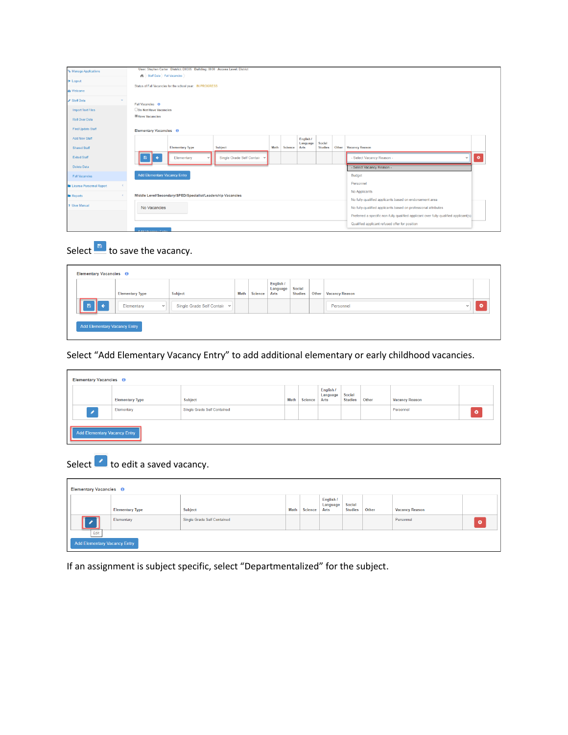Select [save icon] to save the vacancy.

Select “Add Elementary Vacancy Entry” to add additional elementary or early childhood vacancies.

Select [edit icon] to edit a saved vacancy.

If an assignment is subject specific, select “Departmentalized” for the subject.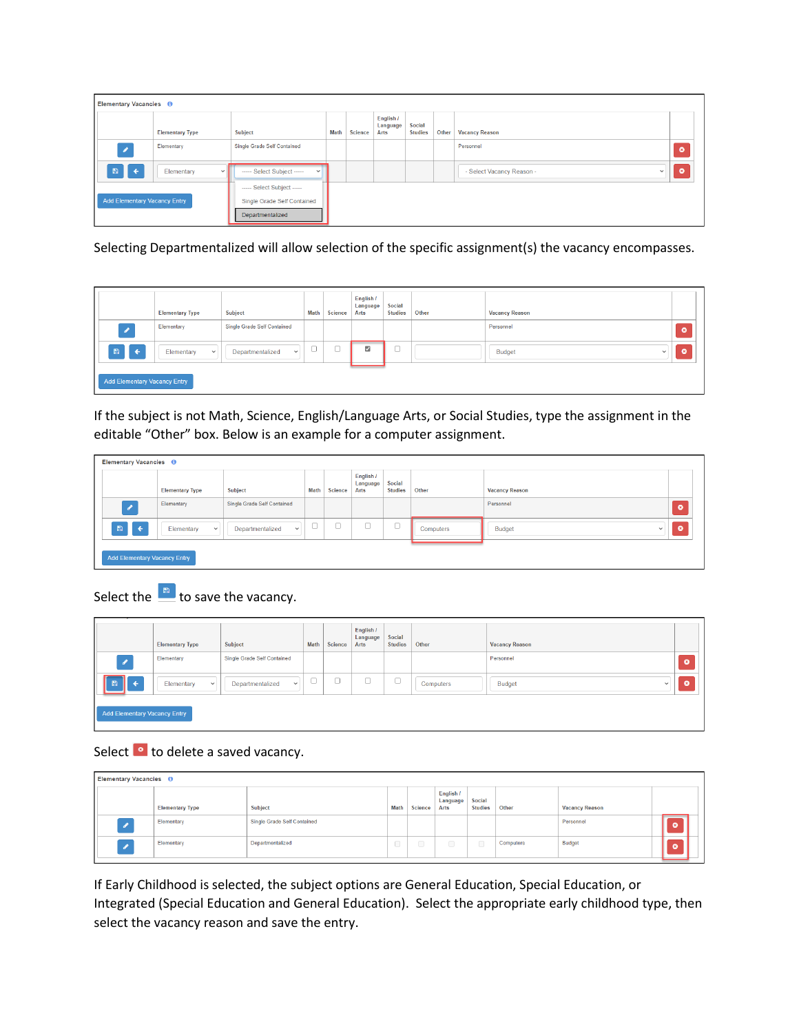Elementary Vacancies

| | Elementary Type | Subject | Math | Science | English / Language Arts | Social Studies | Other | Vacancy Reason | |
|---|---|---|---|---|---|---|---|---|---|
| | Elementary | Single Grade Self Contained | | | | | | Personnel | |
| | Elementary | ----- Select Subject ----- | | | | | | - Select Vacancy Reason - | |

----- Select Subject -----
Single Grade Self Contained
Departmentalized

Add Elementary Vacancy Entry

Selecting Departmentalized will allow selection of the specific assignment(s) the vacancy encompasses.

| | Elementary Type | Subject | Math | Science | English / Language Arts | Social Studies | Other | Vacancy Reason | |
|---|---|---|---|---|---|---|---|---|---|
| | Elementary | Single Grade Self Contained | | | | | | Personnel | |
| | Elementary | Departmentalized | ☐ | ☐ | ☑ | ☐ | | Budget | |

Add Elementary Vacancy Entry

If the subject is not Math, Science, English/Language Arts, or Social Studies, type the assignment in the editable "Other" box. Below is an example for a computer assignment.

Elementary Vacancies

| | Elementary Type | Subject | Math | Science | English / Language Arts | Social Studies | Other | Vacancy Reason | |
|---|---|---|---|---|---|---|---|---|---|
| | Elementary | Single Grade Self Contained | | | | | | Personnel | |
| | Elementary | Departmentalized | ☐ | ☐ | ☐ | ☐ | Computers | Budget | |

Add Elementary Vacancy Entry

Select the to save the vacancy.

| | Elementary Type | Subject | Math | Science | English / Language Arts | Social Studies | Other | Vacancy Reason | |
|---|---|---|---|---|---|---|---|---|---|
| | Elementary | Single Grade Self Contained | | | | | | Personnel | |
| | Elementary | Departmentalized | ☐ | ☐ | ☐ | ☐ | Computers | Budget | |

Add Elementary Vacancy Entry

Select to delete a saved vacancy.

Elementary Vacancies

| | Elementary Type | Subject | Math | Science | English / Language Arts | Social Studies | Other | Vacancy Reason | |
|---|---|---|---|---|---|---|---|---|---|
| | Elementary | Single Grade Self Contained | | | | | | Personnel | |
| | Elementary | Departmentalized | ☐ | ☐ | ☐ | ☐ | Computers | Budget | |

If Early Childhood is selected, the subject options are General Education, Special Education, or Integrated (Special Education and General Education). Select the appropriate early childhood type, then select the vacancy reason and save the entry.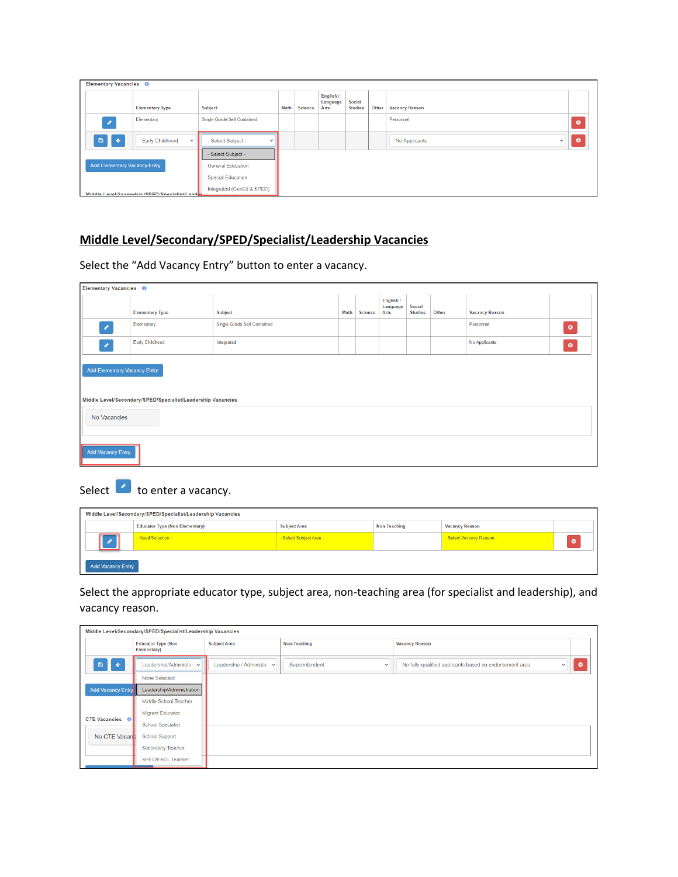## Middle Level/Secondary/SPED/Specialist/Leadership Vacancies

Select the "Add Vacancy Entry" button to enter a vacancy.

Select to enter a vacancy.

Select the appropriate educator type, subject area, non-teaching area (for specialist and leadership), and vacancy reason.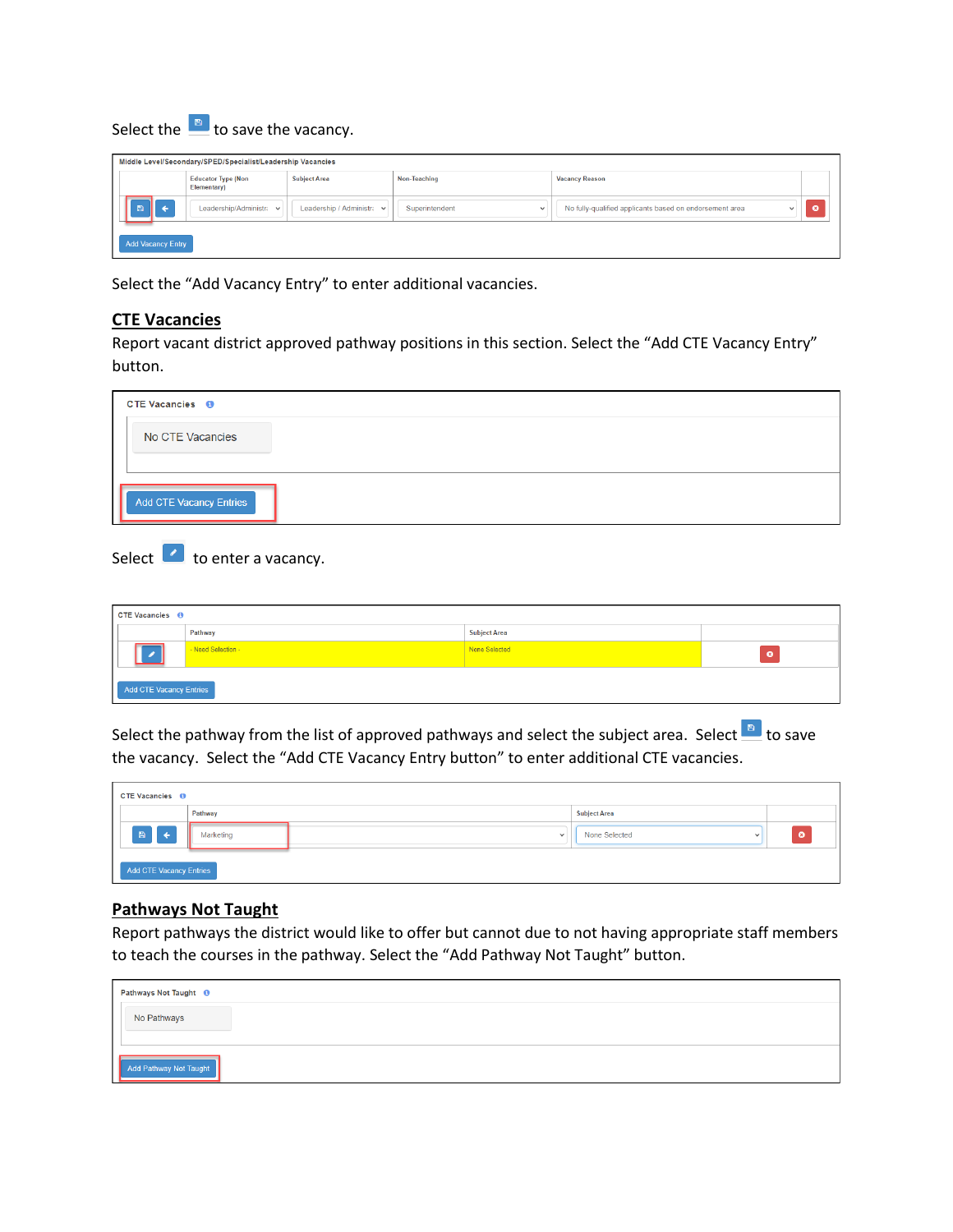Select the to save the vacancy.

| Middle Level/Secondary/SPED/Specialist/Leadership Vacancies | | | | | |
|---|---|---|---|---|---|
| | Educator Type (Non Elementary) | Subject Area | Non-Teaching | Vacancy Reason | |
| | Leadership/Administr | Leadership / Administr | Superintendent | No fully-qualified applicants based on endorsement area | |

Add Vacancy Entry

Select the “Add Vacancy Entry” to enter additional vacancies.

## CTE Vacancies

Report vacant district approved pathway positions in this section. Select the “Add CTE Vacancy Entry” button.

CTE Vacancies

No CTE Vacancies

Add CTE Vacancy Entries

Select to enter a vacancy.

| CTE Vacancies | | | |
|---|---|---|---|
| | Pathway | Subject Area | |
| | - Need Selection - | None Selected | |

Add CTE Vacancy Entries

Select the pathway from the list of approved pathways and select the subject area. Select to save the vacancy. Select the “Add CTE Vacancy Entry button” to enter additional CTE vacancies.

| CTE Vacancies | | | |
|---|---|---|---|
| | Pathway | Subject Area | |
| | Marketing | None Selected | |

Add CTE Vacancy Entries

## Pathways Not Taught

Report pathways the district would like to offer but cannot due to not having appropriate staff members to teach the courses in the pathway. Select the “Add Pathway Not Taught” button.

Pathways Not Taught

No Pathways

Add Pathway Not Taught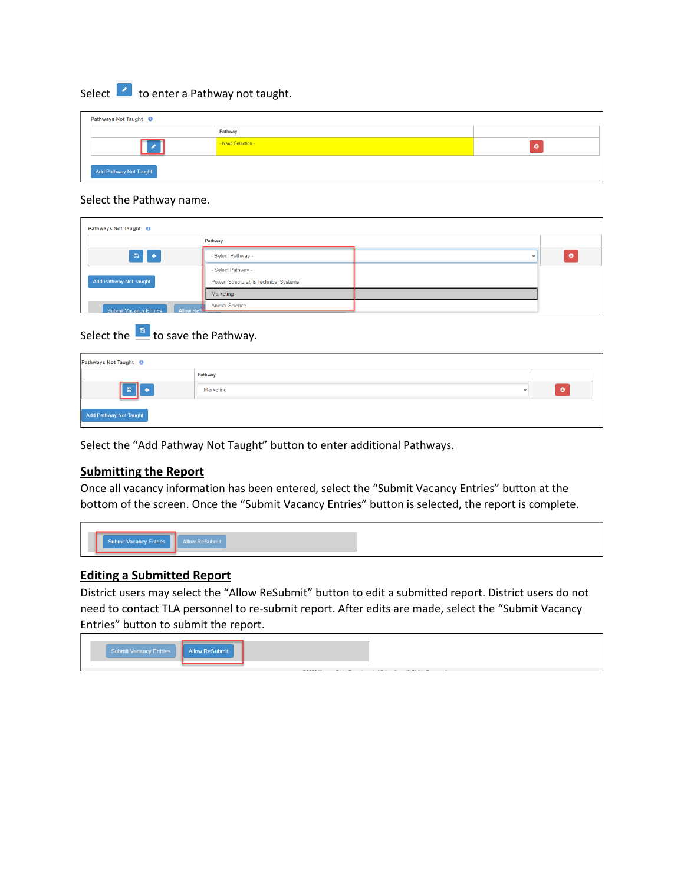Select [edit icon] to enter a Pathway not taught.

Select the Pathway name.

Select the [save icon] to save the Pathway.

Select the “Add Pathway Not Taught” button to enter additional Pathways.

## Submitting the Report

Once all vacancy information has been entered, select the “Submit Vacancy Entries” button at the bottom of the screen. Once the “Submit Vacancy Entries” button is selected, the report is complete.

## Editing a Submitted Report

District users may select the “Allow ReSubmit” button to edit a submitted report. District users do not need to contact TLA personnel to re-submit report. After edits are made, select the “Submit Vacancy Entries” button to submit the report.